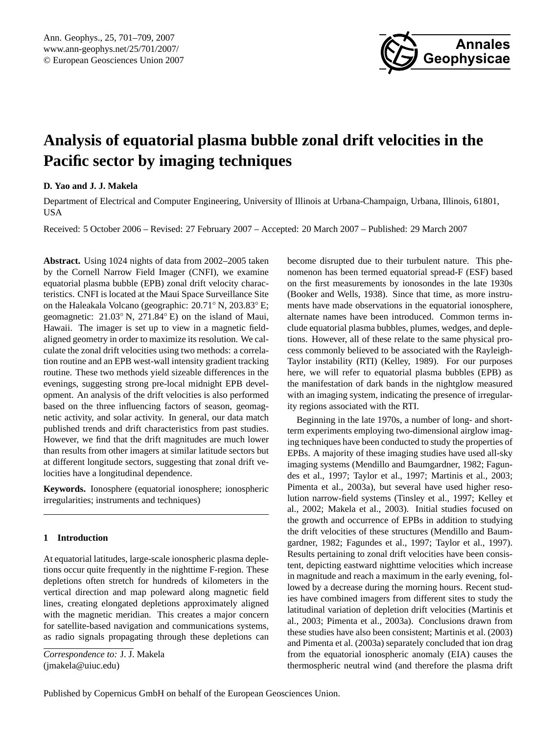# Analysis of equatorial plasma bubble zonal drift velocities in the Pacific sector by imaging techniques

**D. Yao and J. J. Makela**

Department of Electrical and Computer Engineering, University of Illinois at Urbana-Champaign, Urbana, Illinois, 61801, USA

Received: 5 October 2006 – Revised: 27 February 2007 – Accepted: 20 March 2007 – Published: 29 March 2007

**Abstract.** Using 1024 nights of data from 2002–2005 taken by the Cornell Narrow Field Imager (CNFI), we examine equatorial plasma bubble (EPB) zonal drift velocity characteristics. CNFI is located at the Maui Space Surveillance Site on the Haleakala Volcano (geographic: 20.71° N, 203.83° E; geomagnetic: 21.03° N, 271.84° E) on the island of Maui, Hawaii. The imager is set up to view in a magnetic field-aligned geometry in order to maximize its resolution. We calculate the zonal drift velocities using two methods: a correlation routine and an EPB west-wall intensity gradient tracking routine. These two methods yield sizeable differences in the evenings, suggesting strong pre-local midnight EPB development. An analysis of the drift velocities is also performed based on the three influencing factors of season, geomagnetic activity, and solar activity. In general, our data match published trends and drift characteristics from past studies. However, we find that the drift magnitudes are much lower than results from other imagers at similar latitude sectors but at different longitude sectors, suggesting that zonal drift velocities have a longitudinal dependence.

**Keywords.** Ionosphere (equatorial ionosphere; ionospheric irregularities; instruments and techniques)

## 1 Introduction

At equatorial latitudes, large-scale ionospheric plasma depletions occur quite frequently in the nighttime F-region. These depletions often stretch for hundreds of kilometers in the vertical direction and map poleward along magnetic field lines, creating elongated depletions approximately aligned with the magnetic meridian. This creates a major concern for satellite-based navigation and communications systems, as radio signals propagating through these depletions can become disrupted due to their turbulent nature. This phenomenon has been termed equatorial spread-F (ESF) based on the first measurements by ionosondes in the late 1930s (Booker and Wells, 1938). Since that time, as more instruments have made observations in the equatorial ionosphere, alternate names have been introduced. Common terms include equatorial plasma bubbles, plumes, wedges, and depletions. However, all of these relate to the same physical process commonly believed to be associated with the Rayleigh-Taylor instability (RTI) (Kelley, 1989). For our purposes here, we will refer to equatorial plasma bubbles (EPB) as the manifestation of dark bands in the nightglow measured with an imaging system, indicating the presence of irregularity regions associated with the RTI.

Beginning in the late 1970s, a number of long- and short-term experiments employing two-dimensional airglow imaging techniques have been conducted to study the properties of EPBs. A majority of these imaging studies have used all-sky imaging systems (Mendillo and Baumgardner, 1982; Fagundes et al., 1997; Taylor et al., 1997; Martinis et al., 2003; Pimenta et al., 2003a), but several have used higher resolution narrow-field systems (Tinsley et al., 1997; Kelley et al., 2002; Makela et al., 2003). Initial studies focused on the growth and occurrence of EPBs in addition to studying the drift velocities of these structures (Mendillo and Baumgardner, 1982; Fagundes et al., 1997; Taylor et al., 1997). Results pertaining to zonal drift velocities have been consistent, depicting eastward nighttime velocities which increase in magnitude and reach a maximum in the early evening, followed by a decrease during the morning hours. Recent studies have combined imagers from different sites to study the latitudinal variation of depletion drift velocities (Martinis et al., 2003; Pimenta et al., 2003a). Conclusions drawn from these studies have also been consistent; Martinis et al. (2003) and Pimenta et al. (2003a) separately concluded that ion drag from the equatorial ionospheric anomaly (EIA) causes the thermospheric neutral wind (and therefore the plasma drift

*Correspondence to:* J. J. Makela
(jmakela@uiuc.edu)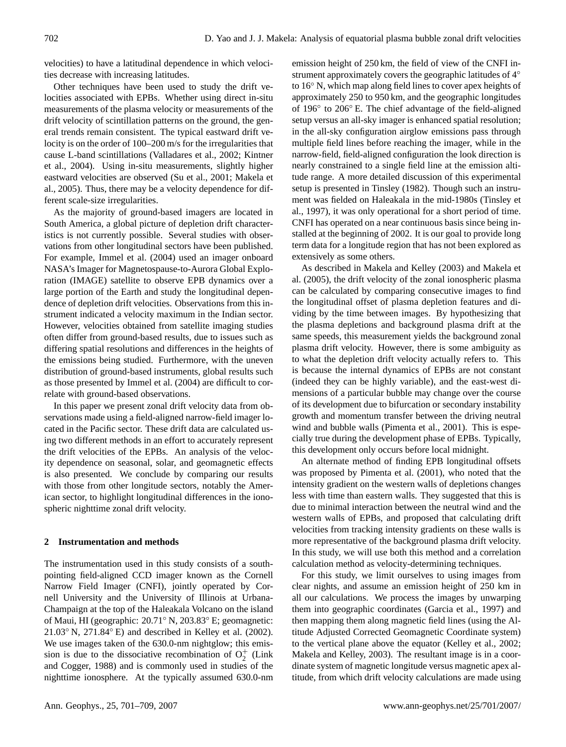velocities) to have a latitudinal dependence in which velocities decrease with increasing latitudes.

Other techniques have been used to study the drift velocities associated with EPBs. Whether using direct in-situ measurements of the plasma velocity or measurements of the drift velocity of scintillation patterns on the ground, the general trends remain consistent. The typical eastward drift velocity is on the order of 100–200 m/s for the irregularities that cause L-band scintillations (Valladares et al., 2002; Kintner et al., 2004). Using in-situ measurements, slightly higher eastward velocities are observed (Su et al., 2001; Makela et al., 2005). Thus, there may be a velocity dependence for different scale-size irregularities.

As the majority of ground-based imagers are located in South America, a global picture of depletion drift characteristics is not currently possible. Several studies with observations from other longitudinal sectors have been published. For example, Immel et al. (2004) used an imager onboard NASA's Imager for Magnetopause-to-Aurora Global Exploration (IMAGE) satellite to observe EPB dynamics over a large portion of the Earth and study the longitudinal dependence of depletion drift velocities. Observations from this instrument indicated a velocity maximum in the Indian sector. However, velocities obtained from satellite imaging studies often differ from ground-based results, due to issues such as differing spatial resolutions and differences in the heights of the emissions being studied. Furthermore, with the uneven distribution of ground-based instruments, global results such as those presented by Immel et al. (2004) are difficult to correlate with ground-based observations.

In this paper we present zonal drift velocity data from observations made using a field-aligned narrow-field imager located in the Pacific sector. These drift data are calculated using two different methods in an effort to accurately represent the drift velocities of the EPBs. An analysis of the velocity dependence on seasonal, solar, and geomagnetic effects is also presented. We conclude by comparing our results with those from other longitude sectors, notably the American sector, to highlight longitudinal differences in the ionospheric nighttime zonal drift velocity.

## 2 Instrumentation and methods

The instrumentation used in this study consists of a south-pointing field-aligned CCD imager known as the Cornell Narrow Field Imager (CNFI), jointly operated by Cornell University and the University of Illinois at Urbana-Champaign at the top of the Haleakala Volcano on the island of Maui, HI (geographic: 20.71° N, 203.83° E; geomagnetic: 21.03° N, 271.84° E) and described in Kelley et al. (2002). We use images taken of the 630.0-nm nightglow; this emission is due to the dissociative recombination of $O_2^+$ (Link and Cogger, 1988) and is commonly used in studies of the nighttime ionosphere. At the typically assumed 630.0-nm emission height of 250 km, the field of view of the CNFI instrument approximately covers the geographic latitudes of 4° to 16° N, which map along field lines to cover apex heights of approximately 250 to 950 km, and the geographic longitudes of 196° to 206° E. The chief advantage of the field-aligned setup versus an all-sky imager is enhanced spatial resolution; in the all-sky configuration airglow emissions pass through multiple field lines before reaching the imager, while in the narrow-field, field-aligned configuration the look direction is nearly constrained to a single field line at the emission altitude range. A more detailed discussion of this experimental setup is presented in Tinsley (1982). Though such an instrument was fielded on Haleakala in the mid-1980s (Tinsley et al., 1997), it was only operational for a short period of time. CNFI has operated on a near continuous basis since being installed at the beginning of 2002. It is our goal to provide long term data for a longitude region that has not been explored as extensively as some others.

As described in Makela and Kelley (2003) and Makela et al. (2005), the drift velocity of the zonal ionospheric plasma can be calculated by comparing consecutive images to find the longitudinal offset of plasma depletion features and dividing by the time between images. By hypothesizing that the plasma depletions and background plasma drift at the same speeds, this measurement yields the background zonal plasma drift velocity. However, there is some ambiguity as to what the depletion drift velocity actually refers to. This is because the internal dynamics of EPBs are not constant (indeed they can be highly variable), and the east-west dimensions of a particular bubble may change over the course of its development due to bifurcation or secondary instability growth and momentum transfer between the driving neutral wind and bubble walls (Pimenta et al., 2001). This is especially true during the development phase of EPBs. Typically, this development only occurs before local midnight.

An alternate method of finding EPB longitudinal offsets was proposed by Pimenta et al. (2001), who noted that the intensity gradient on the western walls of depletions changes less with time than eastern walls. They suggested that this is due to minimal interaction between the neutral wind and the western walls of EPBs, and proposed that calculating drift velocities from tracking intensity gradients on these walls is more representative of the background plasma drift velocity. In this study, we will use both this method and a correlation calculation method as velocity-determining techniques.

For this study, we limit ourselves to using images from clear nights, and assume an emission height of 250 km in all our calculations. We process the images by unwarping them into geographic coordinates (Garcia et al., 1997) and then mapping them along magnetic field lines (using the Altitude Adjusted Corrected Geomagnetic Coordinate system) to the vertical plane above the equator (Kelley et al., 2002; Makela and Kelley, 2003). The resultant image is in a coordinate system of magnetic longitude versus magnetic apex altitude, from which drift velocity calculations are made using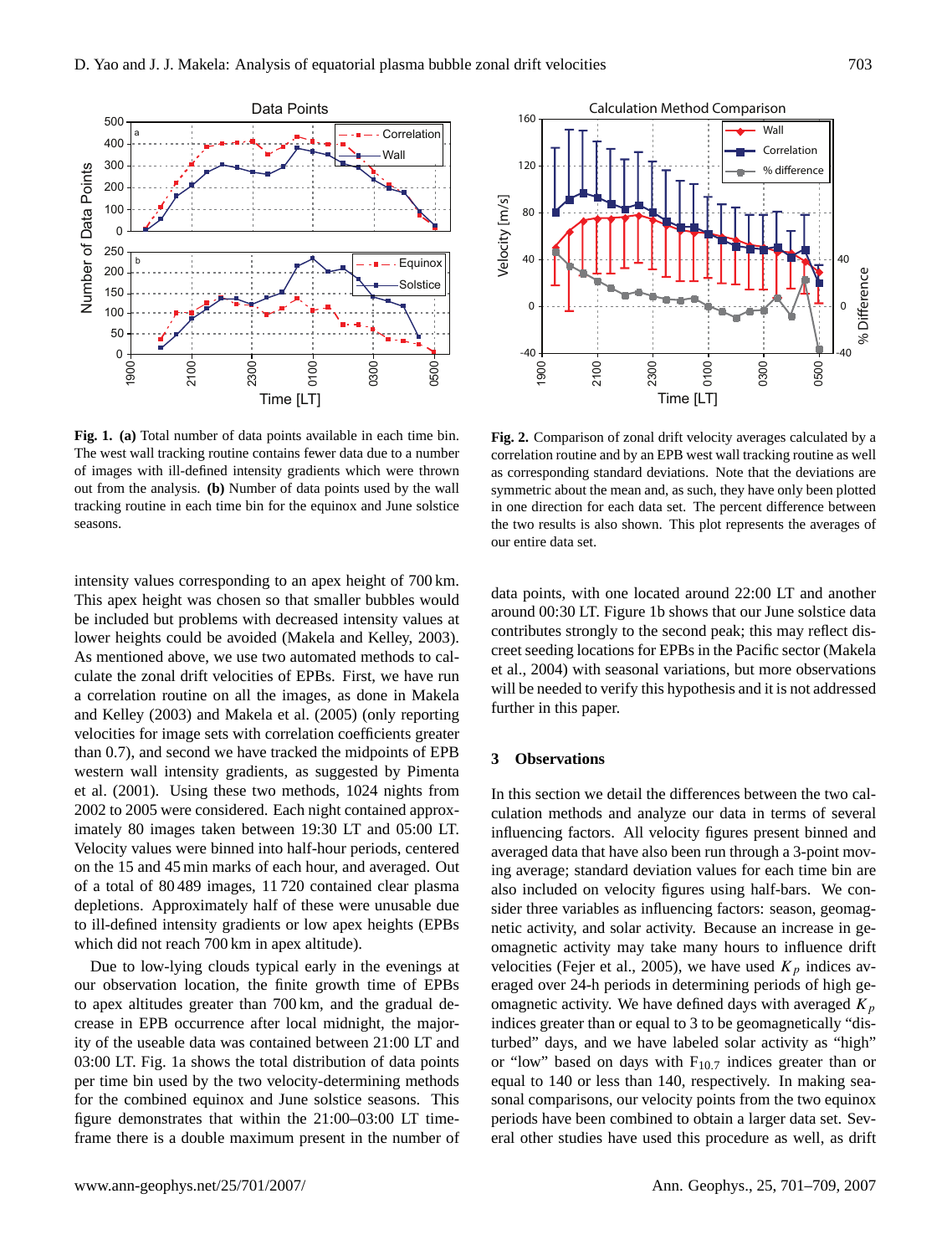**Fig. 1. (a)** Total number of data points available in each time bin. The west wall tracking routine contains fewer data due to a number of images with ill-defined intensity gradients which were thrown out from the analysis. **(b)** Number of data points used by the wall tracking routine in each time bin for the equinox and June solstice seasons.

**Fig. 2.** Comparison of zonal drift velocity averages calculated by a correlation routine and by an EPB west wall tracking routine as well as corresponding standard deviations. Note that the deviations are symmetric about the mean and, as such, they have only been plotted in one direction for each data set. The percent difference between the two results is also shown. This plot represents the averages of our entire data set.

intensity values corresponding to an apex height of 700 km. This apex height was chosen so that smaller bubbles would be included but problems with decreased intensity values at lower heights could be avoided (Makela and Kelley, 2003). As mentioned above, we use two automated methods to calculate the zonal drift velocities of EPBs. First, we have run a correlation routine on all the images, as done in Makela and Kelley (2003) and Makela et al. (2005) (only reporting velocities for image sets with correlation coefficients greater than 0.7), and second we have tracked the midpoints of EPB western wall intensity gradients, as suggested by Pimenta et al. (2001). Using these two methods, 1024 nights from 2002 to 2005 were considered. Each night contained approximately 80 images taken between 19:30 LT and 05:00 LT. Velocity values were binned into half-hour periods, centered on the 15 and 45 min marks of each hour, and averaged. Out of a total of 80 489 images, 11 720 contained clear plasma depletions. Approximately half of these were unusable due to ill-defined intensity gradients or low apex heights (EPBs which did not reach 700 km in apex altitude).

Due to low-lying clouds typical early in the evenings at our observation location, the finite growth time of EPBs to apex altitudes greater than 700 km, and the gradual decrease in EPB occurrence after local midnight, the majority of the useable data was contained between 21:00 LT and 03:00 LT. Fig. 1a shows the total distribution of data points per time bin used by the two velocity-determining methods for the combined equinox and June solstice seasons. This figure demonstrates that within the 21:00–03:00 LT timeframe there is a double maximum present in the number of data points, with one located around 22:00 LT and another around 00:30 LT. Figure 1b shows that our June solstice data contributes strongly to the second peak; this may reflect discreet seeding locations for EPBs in the Pacific sector (Makela et al., 2004) with seasonal variations, but more observations will be needed to verify this hypothesis and it is not addressed further in this paper.

## 3 Observations

In this section we detail the differences between the two calculation methods and analyze our data in terms of several influencing factors. All velocity figures present binned and averaged data that have also been run through a 3-point moving average; standard deviation values for each time bin are also included on velocity figures using half-bars. We consider three variables as influencing factors: season, geomagnetic activity, and solar activity. Because an increase in geomagnetic activity may take many hours to influence drift velocities (Fejer et al., 2005), we have used $K_p$ indices averaged over 24-h periods in determining periods of high geomagnetic activity. We have defined days with averaged $K_p$ indices greater than or equal to 3 to be geomagnetically "disturbed" days, and we have labeled solar activity as "high" or "low" based on days with $F_{10.7}$ indices greater than or equal to 140 or less than 140, respectively. In making seasonal comparisons, our velocity points from the two equinox periods have been combined to obtain a larger data set. Several other studies have used this procedure as well, as drift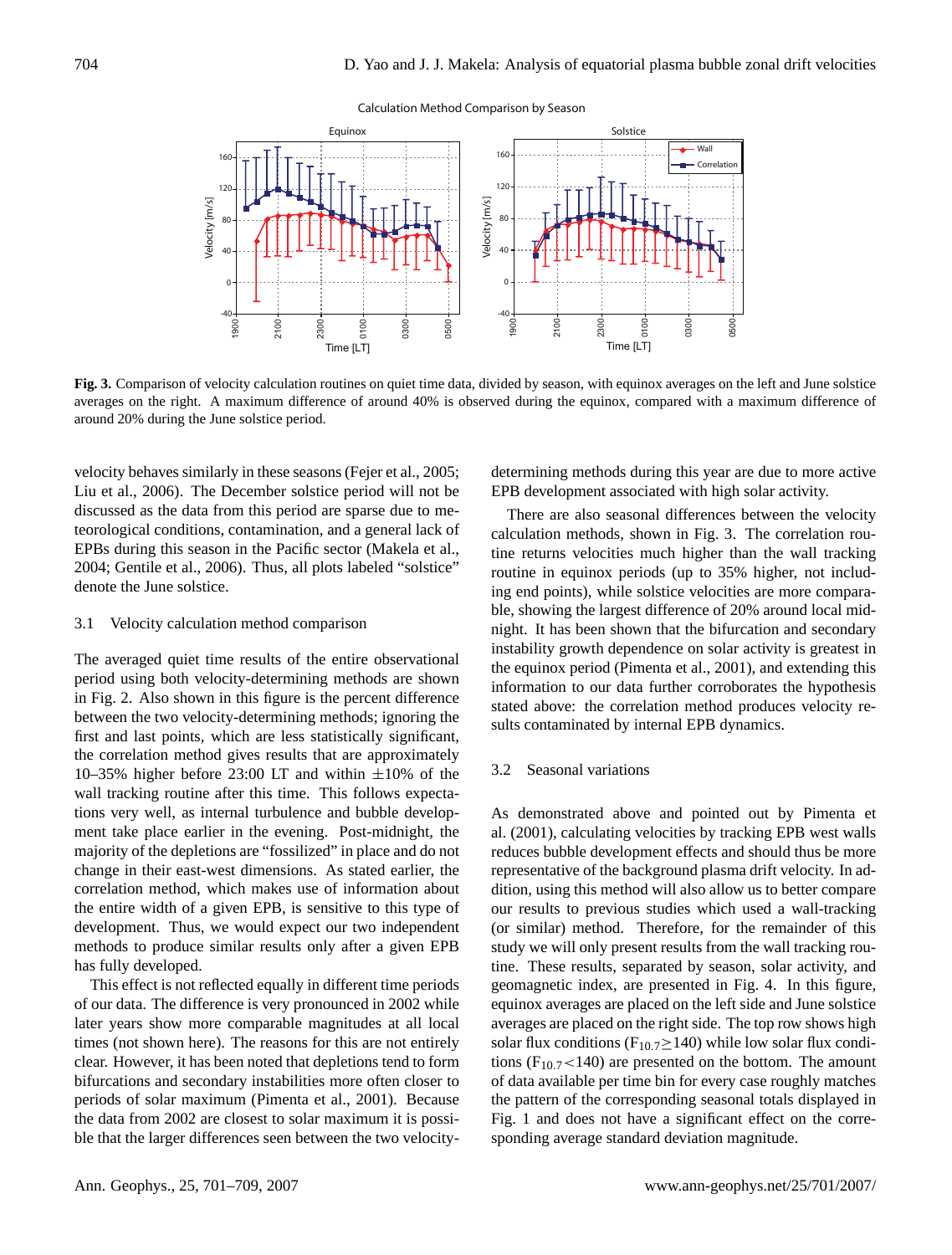**Fig. 3.** Comparison of velocity calculation routines on quiet time data, divided by season, with equinox averages on the left and June solstice averages on the right. A maximum difference of around 40% is observed during the equinox, compared with a maximum difference of around 20% during the June solstice period.

velocity behaves similarly in these seasons (Fejer et al., 2005; Liu et al., 2006). The December solstice period will not be discussed as the data from this period are sparse due to meteorological conditions, contamination, and a general lack of EPBs during this season in the Pacific sector (Makela et al., 2004; Gentile et al., 2006). Thus, all plots labeled "solstice" denote the June solstice.

### 3.1 Velocity calculation method comparison

The averaged quiet time results of the entire observational period using both velocity-determining methods are shown in Fig. 2. Also shown in this figure is the percent difference between the two velocity-determining methods; ignoring the first and last points, which are less statistically significant, the correlation method gives results that are approximately 10–35% higher before 23:00 LT and within ±10% of the wall tracking routine after this time. This follows expectations very well, as internal turbulence and bubble development take place earlier in the evening. Post-midnight, the majority of the depletions are "fossilized" in place and do not change in their east-west dimensions. As stated earlier, the correlation method, which makes use of information about the entire width of a given EPB, is sensitive to this type of development. Thus, we would expect our two independent methods to produce similar results only after a given EPB has fully developed.

This effect is not reflected equally in different time periods of our data. The difference is very pronounced in 2002 while later years show more comparable magnitudes at all local times (not shown here). The reasons for this are not entirely clear. However, it has been noted that depletions tend to form bifurcations and secondary instabilities more often closer to periods of solar maximum (Pimenta et al., 2001). Because the data from 2002 are closest to solar maximum it is possible that the larger differences seen between the two velocity-determining methods during this year are due to more active EPB development associated with high solar activity.

There are also seasonal differences between the velocity calculation methods, shown in Fig. 3. The correlation routine returns velocities much higher than the wall tracking routine in equinox periods (up to 35% higher, not including end points), while solstice velocities are more comparable, showing the largest difference of 20% around local midnight. It has been shown that the bifurcation and secondary instability growth dependence on solar activity is greatest in the equinox period (Pimenta et al., 2001), and extending this information to our data further corroborates the hypothesis stated above: the correlation method produces velocity results contaminated by internal EPB dynamics.

### 3.2 Seasonal variations

As demonstrated above and pointed out by Pimenta et al. (2001), calculating velocities by tracking EPB west walls reduces bubble development effects and should thus be more representative of the background plasma drift velocity. In addition, using this method will also allow us to better compare our results to previous studies which used a wall-tracking (or similar) method. Therefore, for the remainder of this study we will only present results from the wall tracking routine. These results, separated by season, solar activity, and geomagnetic index, are presented in Fig. 4. In this figure, equinox averages are placed on the left side and June solstice averages are placed on the right side. The top row shows high solar flux conditions ($F_{10.7}\geq140$) while low solar flux conditions ($F_{10.7}<140$) are presented on the bottom. The amount of data available per time bin for every case roughly matches the pattern of the corresponding seasonal totals displayed in Fig. 1 and does not have a significant effect on the corresponding average standard deviation magnitude.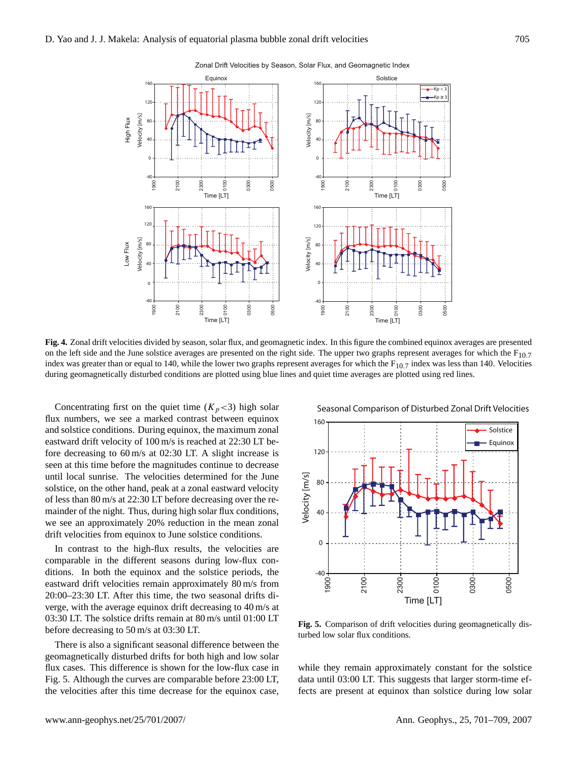**Fig. 4.** Zonal drift velocities divided by season, solar flux, and geomagnetic index. In this figure the combined equinox averages are presented on the left side and the June solstice averages are presented on the right side. The upper two graphs represent averages for which the $F_{10.7}$ index was greater than or equal to 140, while the lower two graphs represent averages for which the $F_{10.7}$ index was less than 140. Velocities during geomagnetically disturbed conditions are plotted using blue lines and quiet time averages are plotted using red lines.

Concentrating first on the quiet time ($K_p$<3) high solar flux numbers, we see a marked contrast between equinox and solstice conditions. During equinox, the maximum zonal eastward drift velocity of 100 m/s is reached at 22:30 LT before decreasing to 60 m/s at 02:30 LT. A slight increase is seen at this time before the magnitudes continue to decrease until local sunrise. The velocities determined for the June solstice, on the other hand, peak at a zonal eastward velocity of less than 80 m/s at 22:30 LT before decreasing for the remainder of the night. Thus, during high solar flux conditions, we see an approximately 20% reduction in the mean zonal drift velocities from equinox to June solstice conditions.

In contrast to the high-flux results, the velocities are comparable in the different seasons during low-flux conditions. In both the equinox and the solstice periods, the eastward drift velocities remain approximately 80 m/s from 20:00–23:30 LT. After this time, the two seasonal drifts diverge, with the average equinox drift decreasing to 40 m/s at 03:30 LT. The solstice drifts remain at 80 m/s until 01:00 LT before decreasing to 50 m/s at 03:30 LT.

There is also a significant seasonal difference between the geomagnetically disturbed drifts for both high and low solar flux cases. This difference is shown for the low-flux case in Fig. 5. Although the curves are comparable before 23:00 LT, the velocities after this time decrease for the equinox case, while they remain approximately constant for the solstice data until 03:00 LT. This suggests that larger storm-time effects are present at equinox than solstice during low solar

**Fig. 5.** Comparison of drift velocities during geomagnetically disturbed low solar flux conditions.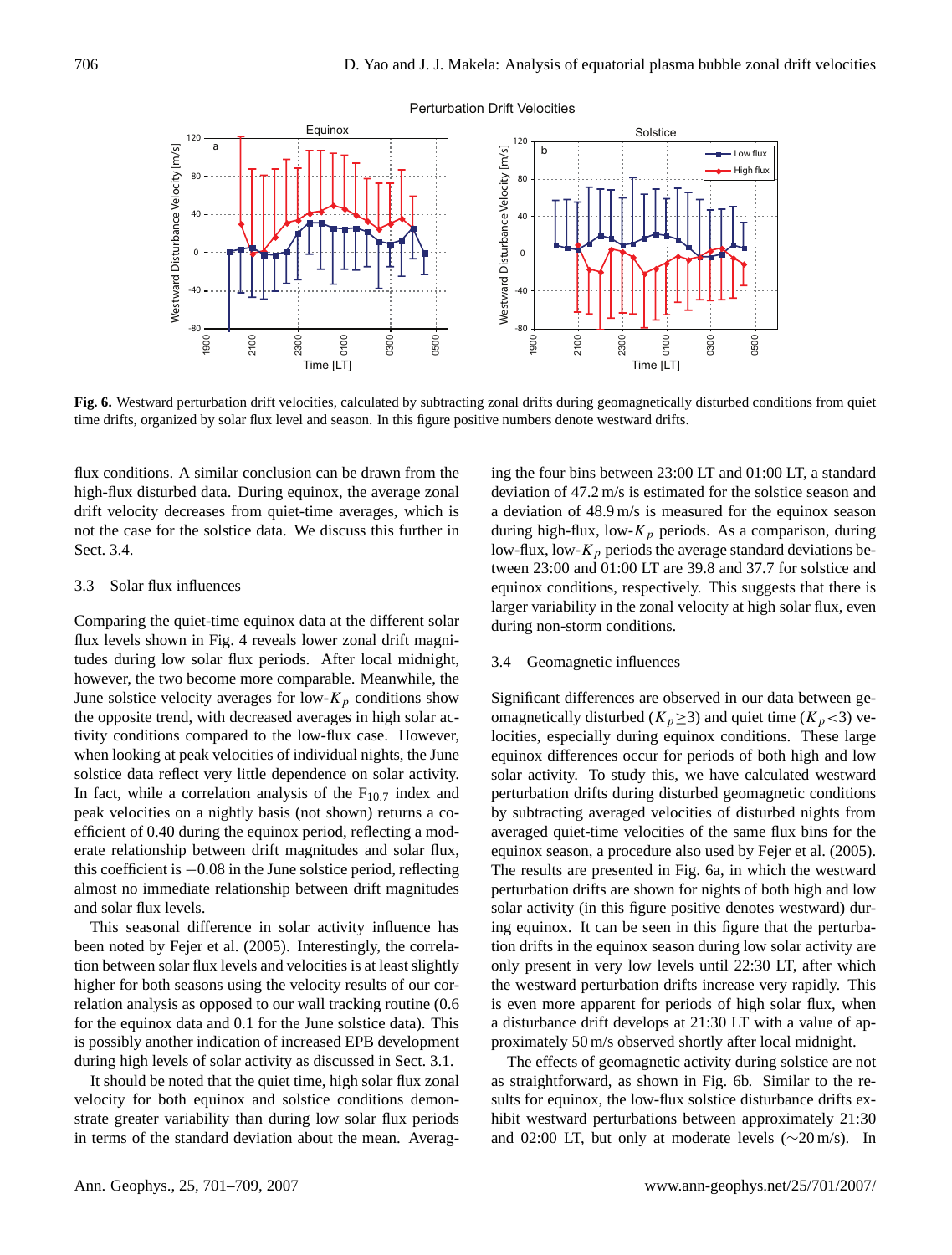**Fig. 6.** Westward perturbation drift velocities, calculated by subtracting zonal drifts during geomagnetically disturbed conditions from quiet time drifts, organized by solar flux level and season. In this figure positive numbers denote westward drifts.

flux conditions. A similar conclusion can be drawn from the high-flux disturbed data. During equinox, the average zonal drift velocity decreases from quiet-time averages, which is not the case for the solstice data. We discuss this further in Sect. 3.4.

### 3.3 Solar flux influences

Comparing the quiet-time equinox data at the different solar flux levels shown in Fig. 4 reveals lower zonal drift magnitudes during low solar flux periods. After local midnight, however, the two become more comparable. Meanwhile, the June solstice velocity averages for low-$K_p$ conditions show the opposite trend, with decreased averages in high solar activity conditions compared to the low-flux case. However, when looking at peak velocities of individual nights, the June solstice data reflect very little dependence on solar activity. In fact, while a correlation analysis of the $F_{10.7}$ index and peak velocities on a nightly basis (not shown) returns a coefficient of 0.40 during the equinox period, reflecting a moderate relationship between drift magnitudes and solar flux, this coefficient is $-0.08$ in the June solstice period, reflecting almost no immediate relationship between drift magnitudes and solar flux levels.

This seasonal difference in solar activity influence has been noted by Fejer et al. (2005). Interestingly, the correlation between solar flux levels and velocities is at least slightly higher for both seasons using the velocity results of our correlation analysis as opposed to our wall tracking routine (0.6 for the equinox data and 0.1 for the June solstice data). This is possibly another indication of increased EPB development during high levels of solar activity as discussed in Sect. 3.1.

It should be noted that the quiet time, high solar flux zonal velocity for both equinox and solstice conditions demonstrate greater variability than during low solar flux periods in terms of the standard deviation about the mean. Averaging the four bins between 23:00 LT and 01:00 LT, a standard deviation of 47.2 m/s is estimated for the solstice season and a deviation of 48.9 m/s is measured for the equinox season during high-flux, low-$K_p$ periods. As a comparison, during low-flux, low-$K_p$ periods the average standard deviations between 23:00 and 01:00 LT are 39.8 and 37.7 for solstice and equinox conditions, respectively. This suggests that there is larger variability in the zonal velocity at high solar flux, even during non-storm conditions.

### 3.4 Geomagnetic influences

Significant differences are observed in our data between geomagnetically disturbed ($K_p \geq 3$) and quiet time ($K_p < 3$) velocities, especially during equinox conditions. These large equinox differences occur for periods of both high and low solar activity. To study this, we have calculated westward perturbation drifts during disturbed geomagnetic conditions by subtracting averaged velocities of disturbed nights from averaged quiet-time velocities of the same flux bins for the equinox season, a procedure also used by Fejer et al. (2005). The results are presented in Fig. 6a, in which the westward perturbation drifts are shown for nights of both high and low solar activity (in this figure positive denotes westward) during equinox. It can be seen in this figure that the perturbation drifts in the equinox season during low solar activity are only present in very low levels until 22:30 LT, after which the westward perturbation drifts increase very rapidly. This is even more apparent for periods of high solar flux, when a disturbance drift develops at 21:30 LT with a value of approximately 50 m/s observed shortly after local midnight.

The effects of geomagnetic activity during solstice are not as straightforward, as shown in Fig. 6b. Similar to the results for equinox, the low-flux solstice disturbance drifts exhibit westward perturbations between approximately 21:30 and 02:00 LT, but only at moderate levels (~20 m/s). In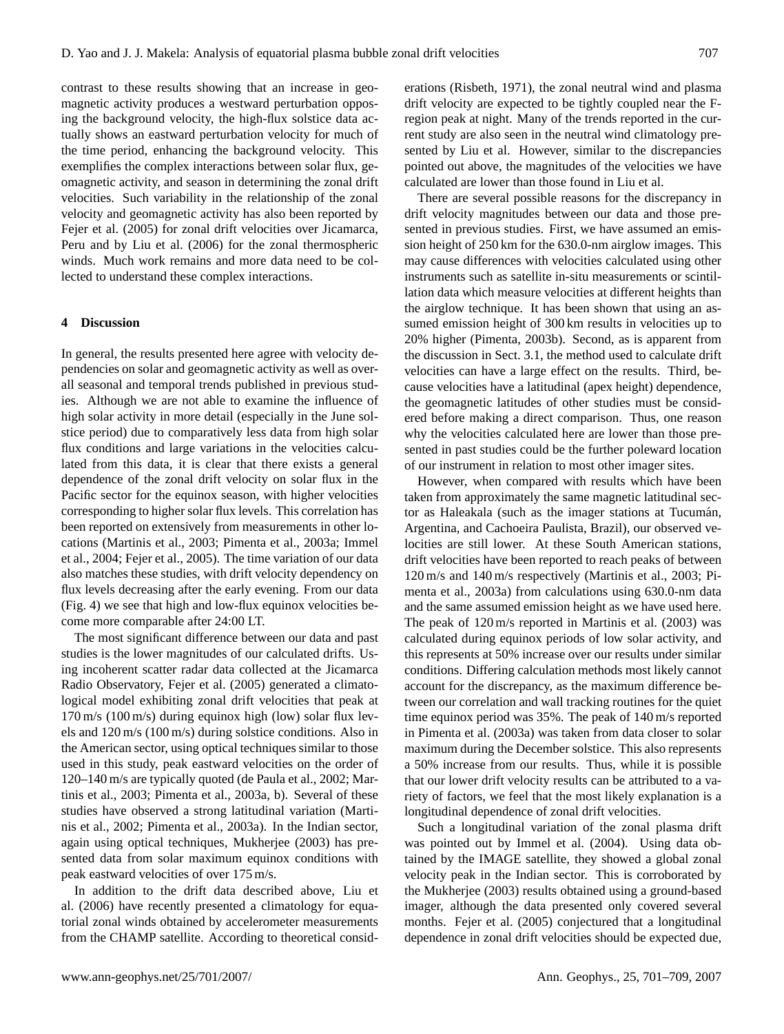contrast to these results showing that an increase in geomagnetic activity produces a westward perturbation opposing the background velocity, the high-flux solstice data actually shows an eastward perturbation velocity for much of the time period, enhancing the background velocity. This exemplifies the complex interactions between solar flux, geomagnetic activity, and season in determining the zonal drift velocities. Such variability in the relationship of the zonal velocity and geomagnetic activity has also been reported by Fejer et al. (2005) for zonal drift velocities over Jicamarca, Peru and by Liu et al. (2006) for the zonal thermospheric winds. Much work remains and more data need to be collected to understand these complex interactions.

## 4 Discussion

In general, the results presented here agree with velocity dependencies on solar and geomagnetic activity as well as overall seasonal and temporal trends published in previous studies. Although we are not able to examine the influence of high solar activity in more detail (especially in the June solstice period) due to comparatively less data from high solar flux conditions and large variations in the velocities calculated from this data, it is clear that there exists a general dependence of the zonal drift velocity on solar flux in the Pacific sector for the equinox season, with higher velocities corresponding to higher solar flux levels. This correlation has been reported on extensively from measurements in other locations (Martinis et al., 2003; Pimenta et al., 2003a; Immel et al., 2004; Fejer et al., 2005). The time variation of our data also matches these studies, with drift velocity dependency on flux levels decreasing after the early evening. From our data (Fig. 4) we see that high and low-flux equinox velocities become more comparable after 24:00 LT.

The most significant difference between our data and past studies is the lower magnitudes of our calculated drifts. Using incoherent scatter radar data collected at the Jicamarca Radio Observatory, Fejer et al. (2005) generated a climatological model exhibiting zonal drift velocities that peak at 170 m/s (100 m/s) during equinox high (low) solar flux levels and 120 m/s (100 m/s) during solstice conditions. Also in the American sector, using optical techniques similar to those used in this study, peak eastward velocities on the order of 120–140 m/s are typically quoted (de Paula et al., 2002; Martinis et al., 2003; Pimenta et al., 2003a, b). Several of these studies have observed a strong latitudinal variation (Martinis et al., 2002; Pimenta et al., 2003a). In the Indian sector, again using optical techniques, Mukherjee (2003) has presented data from solar maximum equinox conditions with peak eastward velocities of over 175 m/s.

In addition to the drift data described above, Liu et al. (2006) have recently presented a climatology for equatorial zonal winds obtained by accelerometer measurements from the CHAMP satellite. According to theoretical considerations (Risbeth, 1971), the zonal neutral wind and plasma drift velocity are expected to be tightly coupled near the F-region peak at night. Many of the trends reported in the current study are also seen in the neutral wind climatology presented by Liu et al. However, similar to the discrepancies pointed out above, the magnitudes of the velocities we have calculated are lower than those found in Liu et al.

There are several possible reasons for the discrepancy in drift velocity magnitudes between our data and those presented in previous studies. First, we have assumed an emission height of 250 km for the 630.0-nm airglow images. This may cause differences with velocities calculated using other instruments such as satellite in-situ measurements or scintillation data which measure velocities at different heights than the airglow technique. It has been shown that using an assumed emission height of 300 km results in velocities up to 20% higher (Pimenta, 2003b). Second, as is apparent from the discussion in Sect. 3.1, the method used to calculate drift velocities can have a large effect on the results. Third, because velocities have a latitudinal (apex height) dependence, the geomagnetic latitudes of other studies must be considered before making a direct comparison. Thus, one reason why the velocities calculated here are lower than those presented in past studies could be the further poleward location of our instrument in relation to most other imager sites.

However, when compared with results which have been taken from approximately the same magnetic latitudinal sector as Haleakala (such as the imager stations at Tucumán, Argentina, and Cachoeira Paulista, Brazil), our observed velocities are still lower. At these South American stations, drift velocities have been reported to reach peaks of between 120 m/s and 140 m/s respectively (Martinis et al., 2003; Pimenta et al., 2003a) from calculations using 630.0-nm data and the same assumed emission height as we have used here. The peak of 120 m/s reported in Martinis et al. (2003) was calculated during equinox periods of low solar activity, and this represents at 50% increase over our results under similar conditions. Differing calculation methods most likely cannot account for the discrepancy, as the maximum difference between our correlation and wall tracking routines for the quiet time equinox period was 35%. The peak of 140 m/s reported in Pimenta et al. (2003a) was taken from data closer to solar maximum during the December solstice. This also represents a 50% increase from our results. Thus, while it is possible that our lower drift velocity results can be attributed to a variety of factors, we feel that the most likely explanation is a longitudinal dependence of zonal drift velocities.

Such a longitudinal variation of the zonal plasma drift was pointed out by Immel et al. (2004). Using data obtained by the IMAGE satellite, they showed a global zonal velocity peak in the Indian sector. This is corroborated by the Mukherjee (2003) results obtained using a ground-based imager, although the data presented only covered several months. Fejer et al. (2005) conjectured that a longitudinal dependence in zonal drift velocities should be expected due,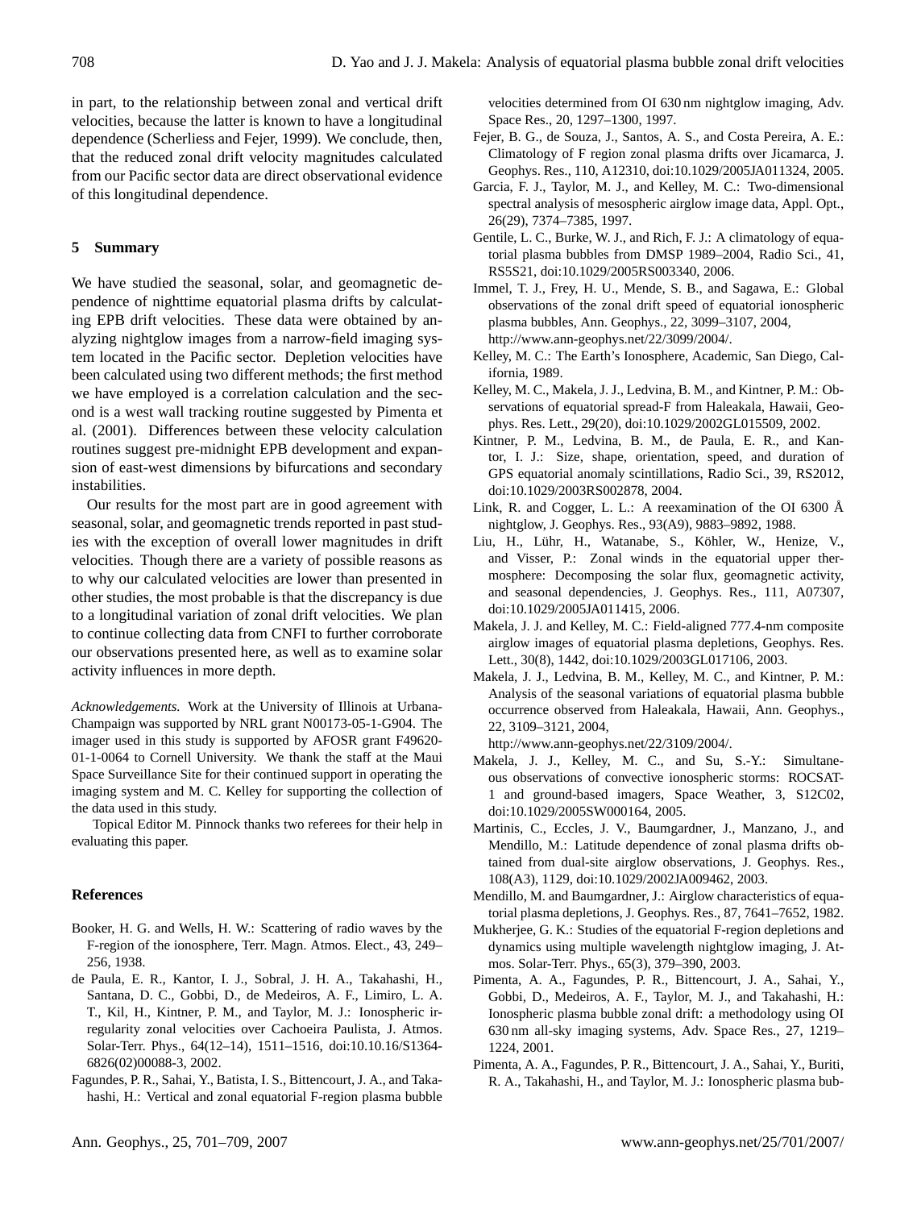in part, to the relationship between zonal and vertical drift velocities, because the latter is known to have a longitudinal dependence (Scherliess and Fejer, 1999). We conclude, then, that the reduced zonal drift velocity magnitudes calculated from our Pacific sector data are direct observational evidence of this longitudinal dependence.

## 5 Summary

We have studied the seasonal, solar, and geomagnetic dependence of nighttime equatorial plasma drifts by calculating EPB drift velocities. These data were obtained by analyzing nightglow images from a narrow-field imaging system located in the Pacific sector. Depletion velocities have been calculated using two different methods; the first method we have employed is a correlation calculation and the second is a west wall tracking routine suggested by Pimenta et al. (2001). Differences between these velocity calculation routines suggest pre-midnight EPB development and expansion of east-west dimensions by bifurcations and secondary instabilities.

Our results for the most part are in good agreement with seasonal, solar, and geomagnetic trends reported in past studies with the exception of overall lower magnitudes in drift velocities. Though there are a variety of possible reasons as to why our calculated velocities are lower than presented in other studies, the most probable is that the discrepancy is due to a longitudinal variation of zonal drift velocities. We plan to continue collecting data from CNFI to further corroborate our observations presented here, as well as to examine solar activity influences in more depth.

*Acknowledgements.* Work at the University of Illinois at Urbana-Champaign was supported by NRL grant N00173-05-1-G904. The imager used in this study is supported by AFOSR grant F49620-01-1-0064 to Cornell University. We thank the staff at the Maui Space Surveillance Site for their continued support in operating the imaging system and M. C. Kelley for supporting the collection of the data used in this study.

Topical Editor M. Pinnock thanks two referees for their help in evaluating this paper.

## References

Booker, H. G. and Wells, H. W.: Scattering of radio waves by the F-region of the ionosphere, Terr. Magn. Atmos. Elect., 43, 249–256, 1938.

de Paula, E. R., Kantor, I. J., Sobral, J. H. A., Takahashi, H., Santana, D. C., Gobbi, D., de Medeiros, A. F., Limiro, L. A. T., Kil, H., Kintner, P. M., and Taylor, M. J.: Ionospheric irregularity zonal velocities over Cachoeira Paulista, J. Atmos. Solar-Terr. Phys., 64(12–14), 1511–1516, doi:10.10.16/S1364-6826(02)00088-3, 2002.

Fagundes, P. R., Sahai, Y., Batista, I. S., Bittencourt, J. A., and Takahashi, H.: Vertical and zonal equatorial F-region plasma bubble velocities determined from OI 630 nm nightglow imaging, Adv. Space Res., 20, 1297–1300, 1997.

Fejer, B. G., de Souza, J., Santos, A. S., and Costa Pereira, A. E.: Climatology of F region zonal plasma drifts over Jicamarca, J. Geophys. Res., 110, A12310, doi:10.1029/2005JA011324, 2005.

Garcia, F. J., Taylor, M. J., and Kelley, M. C.: Two-dimensional spectral analysis of mesospheric airglow image data, Appl. Opt., 26(29), 7374–7385, 1997.

Gentile, L. C., Burke, W. J., and Rich, F. J.: A climatology of equatorial plasma bubbles from DMSP 1989–2004, Radio Sci., 41, RS5S21, doi:10.1029/2005RS003340, 2006.

Immel, T. J., Frey, H. U., Mende, S. B., and Sagawa, E.: Global observations of the zonal drift speed of equatorial ionospheric plasma bubbles, Ann. Geophys., 22, 3099–3107, 2004, http://www.ann-geophys.net/22/3099/2004/.

Kelley, M. C.: The Earth's Ionosphere, Academic, San Diego, California, 1989.

Kelley, M. C., Makela, J. J., Ledvina, B. M., and Kintner, P. M.: Observations of equatorial spread-F from Haleakala, Hawaii, Geophys. Res. Lett., 29(20), doi:10.1029/2002GL015509, 2002.

Kintner, P. M., Ledvina, B. M., de Paula, E. R., and Kantor, I. J.: Size, shape, orientation, speed, and duration of GPS equatorial anomaly scintillations, Radio Sci., 39, RS2012, doi:10.1029/2003RS002878, 2004.

Link, R. and Cogger, L. L.: A reexamination of the OI 6300 Å nightglow, J. Geophys. Res., 93(A9), 9883–9892, 1988.

Liu, H., Lühr, H., Watanabe, S., Köhler, W., Henize, V., and Visser, P.: Zonal winds in the equatorial upper thermosphere: Decomposing the solar flux, geomagnetic activity, and seasonal dependencies, J. Geophys. Res., 111, A07307, doi:10.1029/2005JA011415, 2006.

Makela, J. J. and Kelley, M. C.: Field-aligned 777.4-nm composite airglow images of equatorial plasma depletions, Geophys. Res. Lett., 30(8), 1442, doi:10.1029/2003GL017106, 2003.

Makela, J. J., Ledvina, B. M., Kelley, M. C., and Kintner, P. M.: Analysis of the seasonal variations of equatorial plasma bubble occurrence observed from Haleakala, Hawaii, Ann. Geophys., 22, 3109–3121, 2004, http://www.ann-geophys.net/22/3109/2004/.

Makela, J. J., Kelley, M. C., and Su, S.-Y.: Simultaneous observations of convective ionospheric storms: ROCSAT-1 and ground-based imagers, Space Weather, 3, S12C02, doi:10.1029/2005SW000164, 2005.

Martinis, C., Eccles, J. V., Baumgardner, J., Manzano, J., and Mendillo, M.: Latitude dependence of zonal plasma drifts obtained from dual-site airglow observations, J. Geophys. Res., 108(A3), 1129, doi:10.1029/2002JA009462, 2003.

Mendillo, M. and Baumgardner, J.: Airglow characteristics of equatorial plasma depletions, J. Geophys. Res., 87, 7641–7652, 1982.

Mukherjee, G. K.: Studies of the equatorial F-region depletions and dynamics using multiple wavelength nightglow imaging, J. Atmos. Solar-Terr. Phys., 65(3), 379–390, 2003.

Pimenta, A. A., Fagundes, P. R., Bittencourt, J. A., Sahai, Y., Gobbi, D., Medeiros, A. F., Taylor, M. J., and Takahashi, H.: Ionospheric plasma bubble zonal drift: a methodology using OI 630 nm all-sky imaging systems, Adv. Space Res., 27, 1219–1224, 2001.

Pimenta, A. A., Fagundes, P. R., Bittencourt, J. A., Sahai, Y., Buriti, R. A., Takahashi, H., and Taylor, M. J.: Ionospheric plasma bub-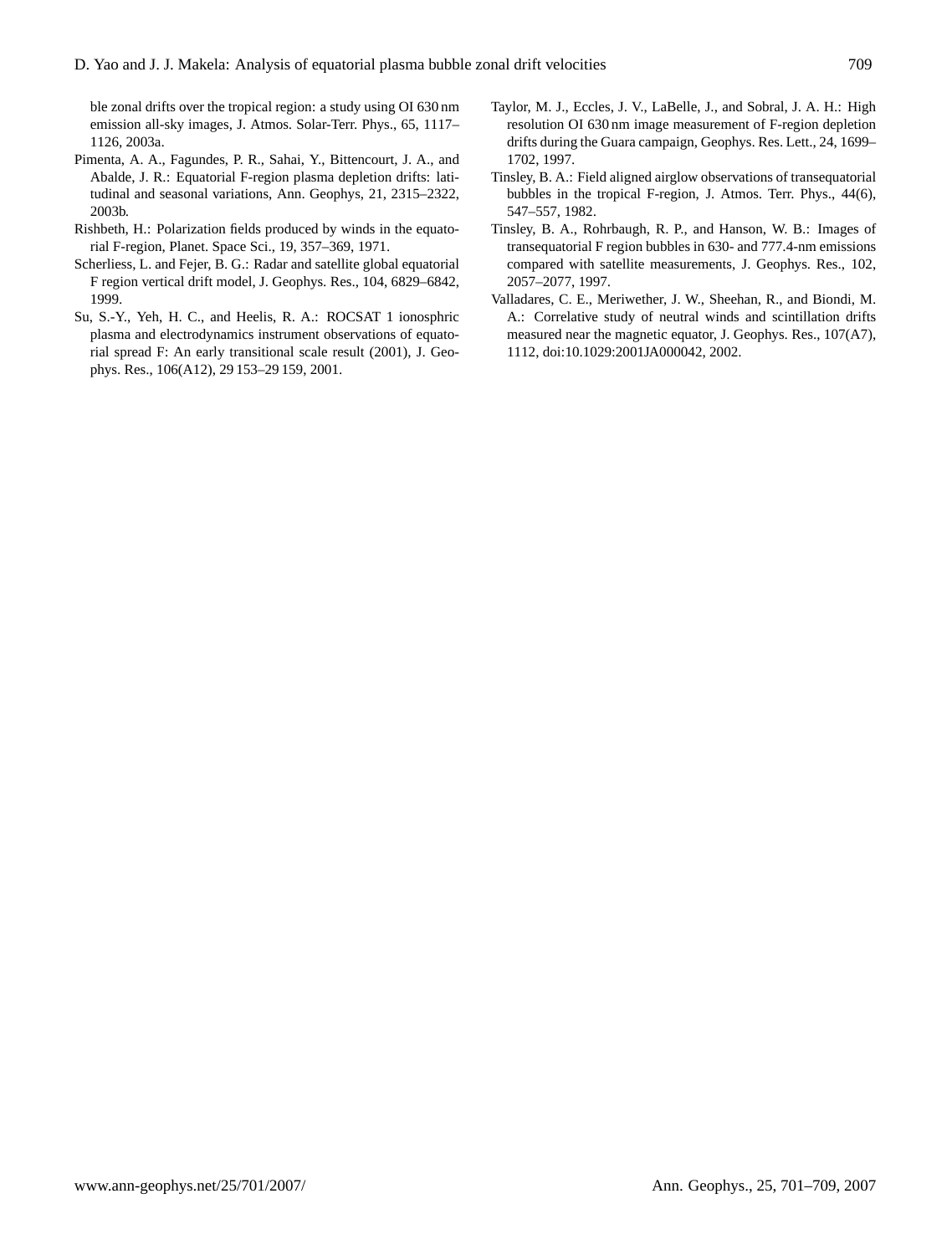ble zonal drifts over the tropical region: a study using OI 630 nm emission all-sky images, J. Atmos. Solar-Terr. Phys., 65, 1117–1126, 2003a.

Pimenta, A. A., Fagundes, P. R., Sahai, Y., Bittencourt, J. A., and Abalde, J. R.: Equatorial F-region plasma depletion drifts: latitudinal and seasonal variations, Ann. Geophys, 21, 2315–2322, 2003b.

Rishbeth, H.: Polarization fields produced by winds in the equatorial F-region, Planet. Space Sci., 19, 357–369, 1971.

Scherliess, L. and Fejer, B. G.: Radar and satellite global equatorial F region vertical drift model, J. Geophys. Res., 104, 6829–6842, 1999.

Su, S.-Y., Yeh, H. C., and Heelis, R. A.: ROCSAT 1 ionosphric plasma and electrodynamics instrument observations of equatorial spread F: An early transitional scale result (2001), J. Geophys. Res., 106(A12), 29 153–29 159, 2001.

Taylor, M. J., Eccles, J. V., LaBelle, J., and Sobral, J. A. H.: High resolution OI 630 nm image measurement of F-region depletion drifts during the Guara campaign, Geophys. Res. Lett., 24, 1699–1702, 1997.

Tinsley, B. A.: Field aligned airglow observations of transequatorial bubbles in the tropical F-region, J. Atmos. Terr. Phys., 44(6), 547–557, 1982.

Tinsley, B. A., Rohrbaugh, R. P., and Hanson, W. B.: Images of transequatorial F region bubbles in 630- and 777.4-nm emissions compared with satellite measurements, J. Geophys. Res., 102, 2057–2077, 1997.

Valladares, C. E., Meriwether, J. W., Sheehan, R., and Biondi, M. A.: Correlative study of neutral winds and scintillation drifts measured near the magnetic equator, J. Geophys. Res., 107(A7), 1112, doi:10.1029:2001JA000042, 2002.